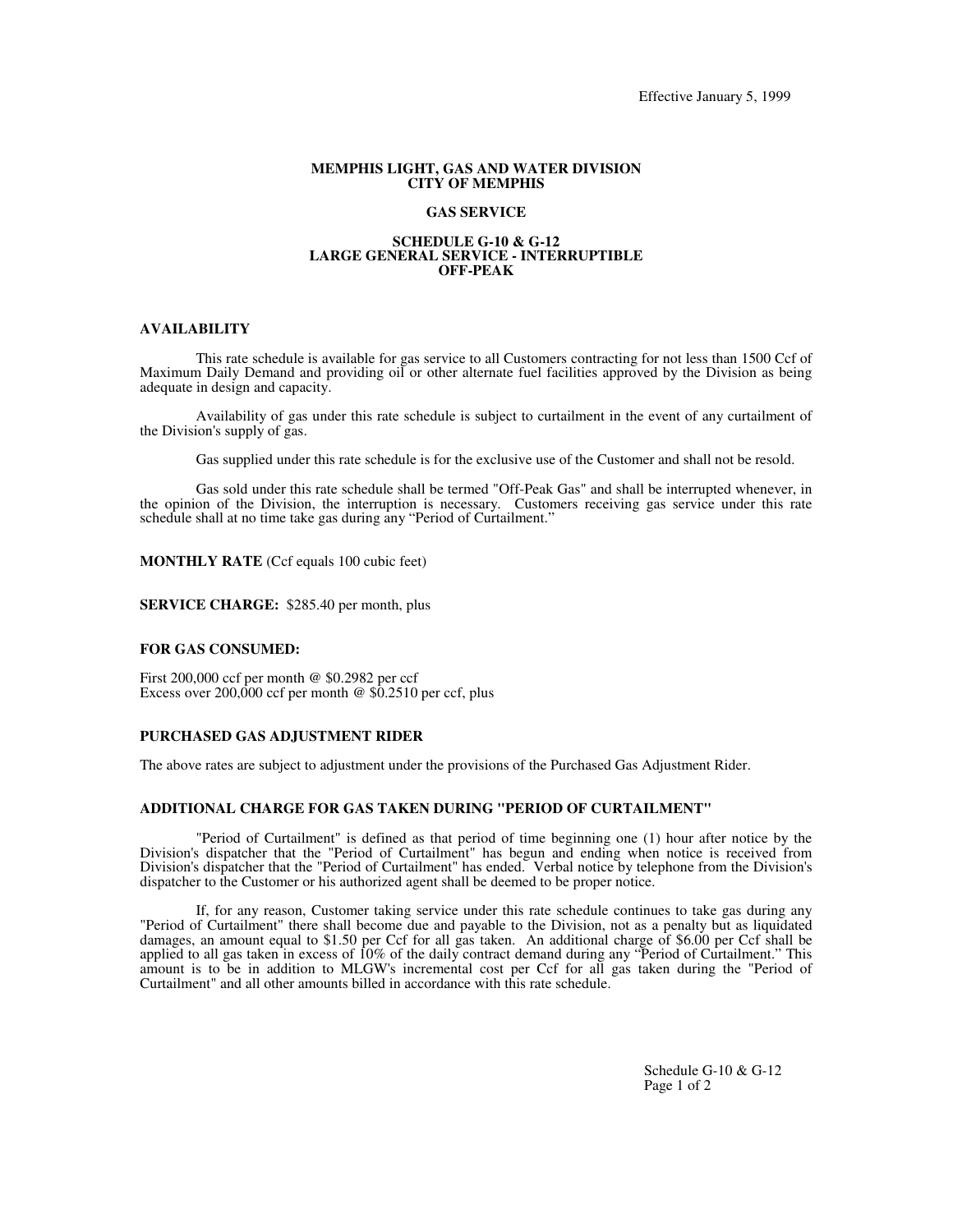Effective January 5, 1999

# MEMPHIS LIGHT, GAS AND WATER DIVISION
# CITY OF MEMPHIS

## GAS SERVICE

## SCHEDULE G-10 & G-12
## LARGE GENERAL SERVICE - INTERRUPTIBLE
## OFF-PEAK

### AVAILABILITY

This rate schedule is available for gas service to all Customers contracting for not less than 1500 Ccf of Maximum Daily Demand and providing oil or other alternate fuel facilities approved by the Division as being adequate in design and capacity.

Availability of gas under this rate schedule is subject to curtailment in the event of any curtailment of the Division's supply of gas.

Gas supplied under this rate schedule is for the exclusive use of the Customer and shall not be resold.

Gas sold under this rate schedule shall be termed "Off-Peak Gas" and shall be interrupted whenever, in the opinion of the Division, the interruption is necessary. Customers receiving gas service under this rate schedule shall at no time take gas during any "Period of Curtailment."

**MONTHLY RATE** (Ccf equals 100 cubic feet)

**SERVICE CHARGE:** $285.40 per month, plus

### FOR GAS CONSUMED:

First 200,000 ccf per month @ $0.2982 per ccf
Excess over 200,000 ccf per month @ $0.2510 per ccf, plus

### PURCHASED GAS ADJUSTMENT RIDER

The above rates are subject to adjustment under the provisions of the Purchased Gas Adjustment Rider.

### ADDITIONAL CHARGE FOR GAS TAKEN DURING "PERIOD OF CURTAILMENT"

"Period of Curtailment" is defined as that period of time beginning one (1) hour after notice by the Division's dispatcher that the "Period of Curtailment" has begun and ending when notice is received from Division's dispatcher that the "Period of Curtailment" has ended. Verbal notice by telephone from the Division's dispatcher to the Customer or his authorized agent shall be deemed to be proper notice.

If, for any reason, Customer taking service under this rate schedule continues to take gas during any "Period of Curtailment" there shall become due and payable to the Division, not as a penalty but as liquidated damages, an amount equal to $1.50 per Ccf for all gas taken. An additional charge of $6.00 per Ccf shall be applied to all gas taken in excess of 10% of the daily contract demand during any "Period of Curtailment." This amount is to be in addition to MLGW's incremental cost per Ccf for all gas taken during the "Period of Curtailment" and all other amounts billed in accordance with this rate schedule.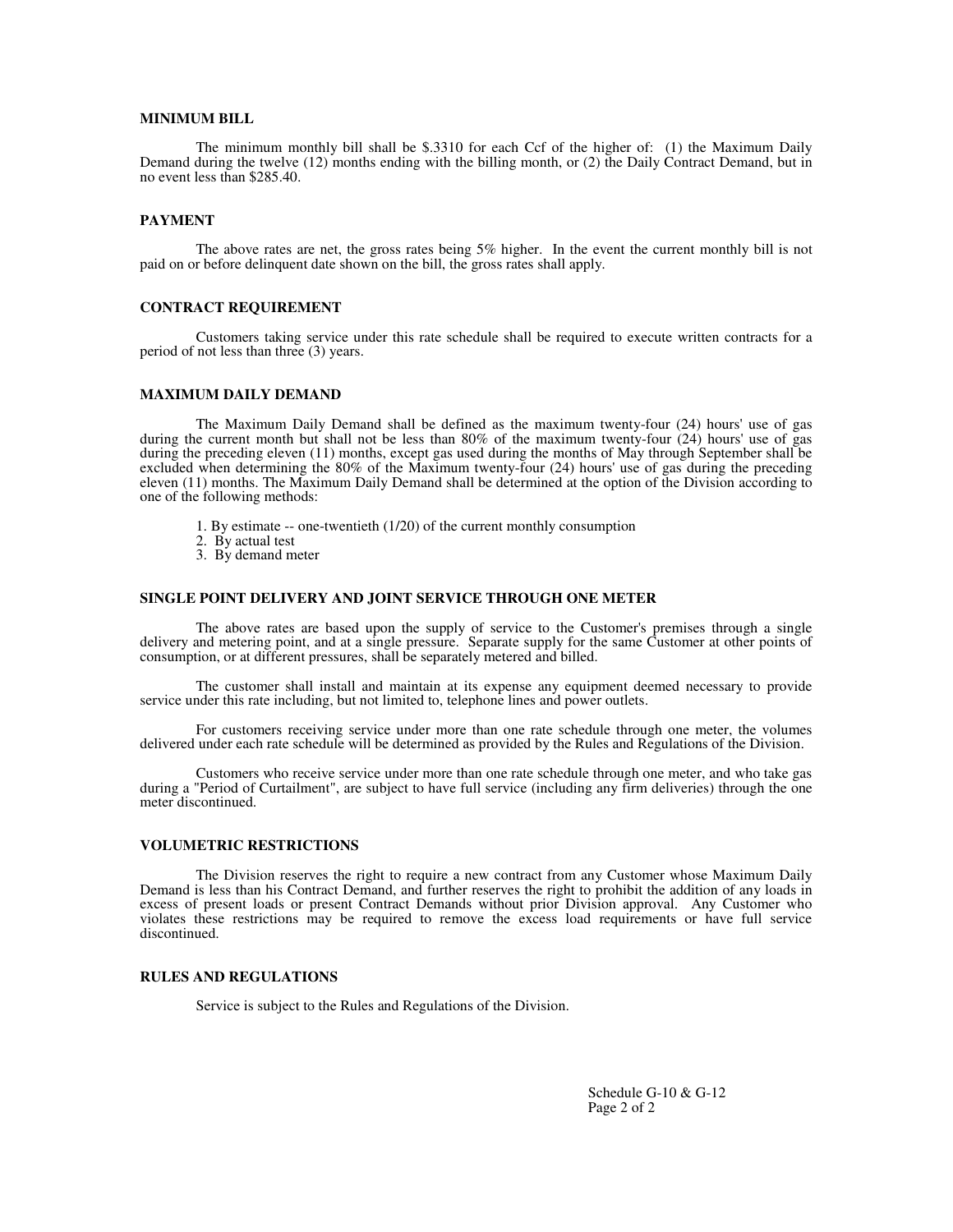## MINIMUM BILL

The minimum monthly bill shall be $.3310 for each Ccf of the higher of: (1) the Maximum Daily Demand during the twelve (12) months ending with the billing month, or (2) the Daily Contract Demand, but in no event less than $285.40.

## PAYMENT

The above rates are net, the gross rates being 5% higher. In the event the current monthly bill is not paid on or before delinquent date shown on the bill, the gross rates shall apply.

## CONTRACT REQUIREMENT

Customers taking service under this rate schedule shall be required to execute written contracts for a period of not less than three (3) years.

## MAXIMUM DAILY DEMAND

The Maximum Daily Demand shall be defined as the maximum twenty-four (24) hours' use of gas during the current month but shall not be less than 80% of the maximum twenty-four (24) hours' use of gas during the preceding eleven (11) months, except gas used during the months of May through September shall be excluded when determining the 80% of the Maximum twenty-four (24) hours' use of gas during the preceding eleven (11) months. The Maximum Daily Demand shall be determined at the option of the Division according to one of the following methods:

1. By estimate -- one-twentieth (1/20) of the current monthly consumption
2. By actual test
3. By demand meter

## SINGLE POINT DELIVERY AND JOINT SERVICE THROUGH ONE METER

The above rates are based upon the supply of service to the Customer's premises through a single delivery and metering point, and at a single pressure. Separate supply for the same Customer at other points of consumption, or at different pressures, shall be separately metered and billed.

The customer shall install and maintain at its expense any equipment deemed necessary to provide service under this rate including, but not limited to, telephone lines and power outlets.

For customers receiving service under more than one rate schedule through one meter, the volumes delivered under each rate schedule will be determined as provided by the Rules and Regulations of the Division.

Customers who receive service under more than one rate schedule through one meter, and who take gas during a "Period of Curtailment", are subject to have full service (including any firm deliveries) through the one meter discontinued.

## VOLUMETRIC RESTRICTIONS

The Division reserves the right to require a new contract from any Customer whose Maximum Daily Demand is less than his Contract Demand, and further reserves the right to prohibit the addition of any loads in excess of present loads or present Contract Demands without prior Division approval. Any Customer who violates these restrictions may be required to remove the excess load requirements or have full service discontinued.

## RULES AND REGULATIONS

Service is subject to the Rules and Regulations of the Division.

Schedule G-10 & G-12